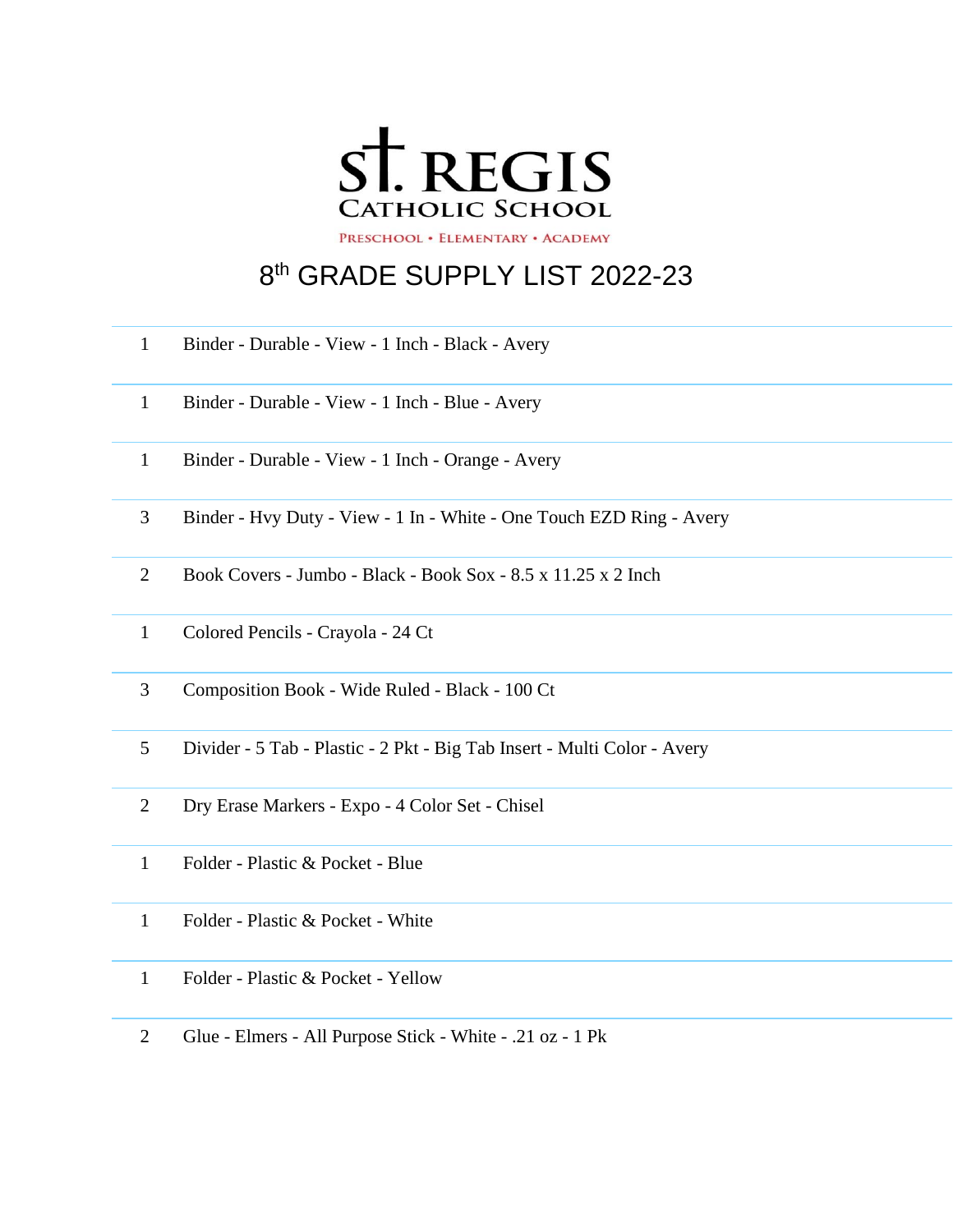**ST. REGIS**
**CATHOLIC SCHOOL**
PRESCHOOL • ELEMENTARY • ACADEMY

# 8th GRADE SUPPLY LIST 2022-23

| | |
|---|---|
| 1 | Binder - Durable - View - 1 Inch - Black - Avery |
| 1 | Binder - Durable - View - 1 Inch - Blue - Avery |
| 1 | Binder - Durable - View - 1 Inch - Orange - Avery |
| 3 | Binder - Hvy Duty - View - 1 In - White - One Touch EZD Ring - Avery |
| 2 | Book Covers - Jumbo - Black - Book Sox - 8.5 x 11.25 x 2 Inch |
| 1 | Colored Pencils - Crayola - 24 Ct |
| 3 | Composition Book - Wide Ruled - Black - 100 Ct |
| 5 | Divider - 5 Tab - Plastic - 2 Pkt - Big Tab Insert - Multi Color - Avery |
| 2 | Dry Erase Markers - Expo - 4 Color Set - Chisel |
| 1 | Folder - Plastic & Pocket - Blue |
| 1 | Folder - Plastic & Pocket - White |
| 1 | Folder - Plastic & Pocket - Yellow |
| 2 | Glue - Elmers - All Purpose Stick - White - .21 oz - 1 Pk |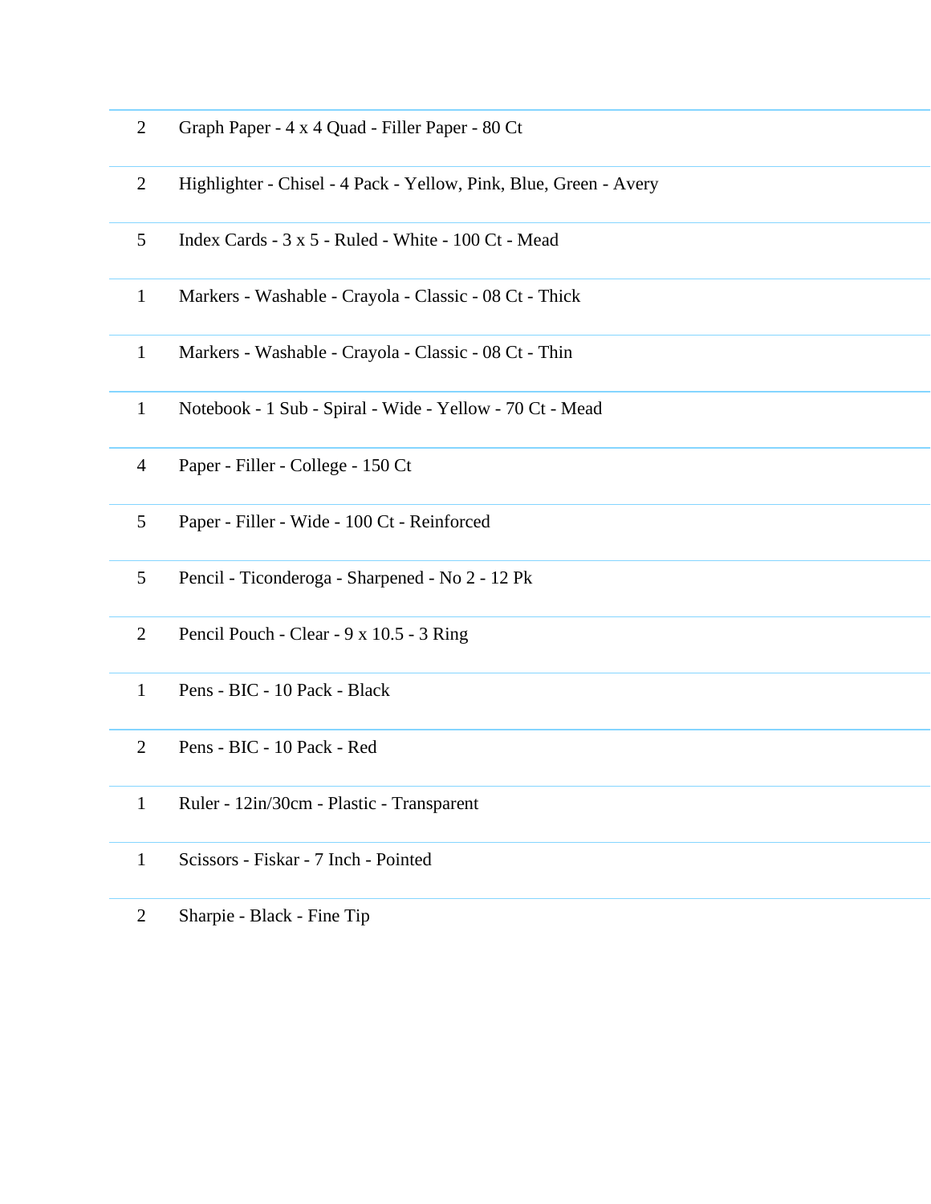| | |
|---|---|
| 2 | Graph Paper - 4 x 4 Quad - Filler Paper - 80 Ct |
| 2 | Highlighter - Chisel - 4 Pack - Yellow, Pink, Blue, Green - Avery |
| 5 | Index Cards - 3 x 5 - Ruled - White - 100 Ct - Mead |
| 1 | Markers - Washable - Crayola - Classic - 08 Ct - Thick |
| 1 | Markers - Washable - Crayola - Classic - 08 Ct - Thin |
| 1 | Notebook - 1 Sub - Spiral - Wide - Yellow - 70 Ct - Mead |
| 4 | Paper - Filler - College - 150 Ct |
| 5 | Paper - Filler - Wide - 100 Ct - Reinforced |
| 5 | Pencil - Ticonderoga - Sharpened - No 2 - 12 Pk |
| 2 | Pencil Pouch - Clear - 9 x 10.5 - 3 Ring |
| 1 | Pens - BIC - 10 Pack - Black |
| 2 | Pens - BIC - 10 Pack - Red |
| 1 | Ruler - 12in/30cm - Plastic - Transparent |
| 1 | Scissors - Fiskar - 7 Inch - Pointed |
| 2 | Sharpie - Black - Fine Tip |